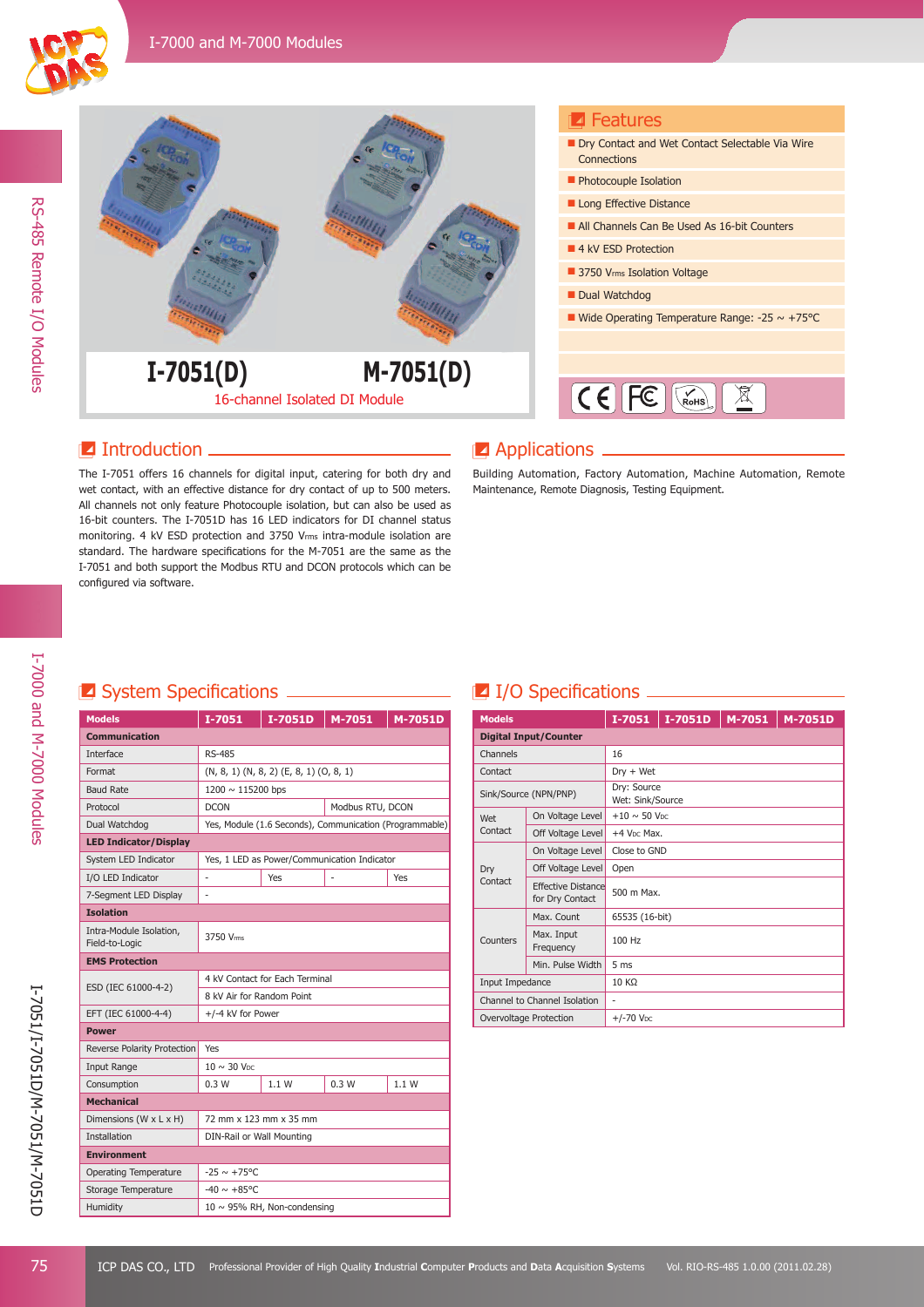# I-7051(D) M-7051(D)

16-channel Isolated DI Module

## Features

- Dry Contact and Wet Contact Selectable Via Wire Connections
- Photocouple Isolation
- Long Effective Distance
- All Channels Can Be Used As 16-bit Counters
- 4 kV ESD Protection
- 3750 $V_{rms}$ Isolation Voltage
- Dual Watchdog
- Wide Operating Temperature Range: -25 ~ +75°C

## Introduction

The I-7051 offers 16 channels for digital input, catering for both dry and wet contact, with an effective distance for dry contact of up to 500 meters. All channels not only feature Photocouple isolation, but can also be used as 16-bit counters. The I-7051D has 16 LED indicators for DI channel status monitoring. 4 kV ESD protection and 3750 $V_{rms}$ intra-module isolation are standard. The hardware specifications for the M-7051 are the same as the I-7051 and both support the Modbus RTU and DCON protocols which can be configured via software.

## Applications

Building Automation, Factory Automation, Machine Automation, Remote Maintenance, Remote Diagnosis, Testing Equipment.

## System Specifications

| Models | I-7051 | I-7051D | M-7051 | M-7051D |
|---|---|---|---|---|
| **Communication** | | | | |
| Interface | RS-485 | | | |
| Format | (N, 8, 1) (N, 8, 2) (E, 8, 1) (O, 8, 1) | | | |
| Baud Rate | 1200 ~ 115200 bps | | | |
| Protocol | DCON | | Modbus RTU, DCON | |
| Dual Watchdog | Yes, Module (1.6 Seconds), Communication (Programmable) | | | |
| **LED Indicator/Display** | | | | |
| System LED Indicator | Yes, 1 LED as Power/Communication Indicator | | | |
| I/O LED Indicator | - | Yes | - | Yes |
| 7-Segment LED Display | - | | | |
| **Isolation** | | | | |
| Intra-Module Isolation, Field-to-Logic | 3750 $V_{rms}$ | | | |
| **EMS Protection** | | | | |
| ESD (IEC 61000-4-2) | 4 kV Contact for Each Terminal | | | |
| | 8 kV Air for Random Point | | | |
| EFT (IEC 61000-4-4) | +/-4 kV for Power | | | |
| **Power** | | | | |
| Reverse Polarity Protection | Yes | | | |
| Input Range | 10 ~ 30 $V_{DC}$ | | | |
| Consumption | 0.3 W | 1.1 W | 0.3 W | 1.1 W |
| **Mechanical** | | | | |
| Dimensions (W x L x H) | 72 mm x 123 mm x 35 mm | | | |
| Installation | DIN-Rail or Wall Mounting | | | |
| **Environment** | | | | |
| Operating Temperature | -25 ~ +75°C | | | |
| Storage Temperature | -40 ~ +85°C | | | |
| Humidity | 10 ~ 95% RH, Non-condensing | | | |

## I/O Specifications

| Models | | I-7051 | I-7051D | M-7051 | M-7051D |
|---|---|---|---|---|---|
| **Digital Input/Counter** | | | | | |
| Channels | | 16 | | | |
| Contact | | Dry + Wet | | | |
| Sink/Source (NPN/PNP) | | Dry: Source<br>Wet: Sink/Source | | | |
| Wet Contact | On Voltage Level | +10 ~ 50 $V_{DC}$ | | | |
| | Off Voltage Level | +4 $V_{DC}$ Max. | | | |
| Dry Contact | On Voltage Level | Close to GND | | | |
| | Off Voltage Level | Open | | | |
| | Effective Distance for Dry Contact | 500 m Max. | | | |
| Counters | Max. Count | 65535 (16-bit) | | | |
| | Max. Input Frequency | 100 Hz | | | |
| | Min. Pulse Width | 5 ms | | | |
| Input Impedance | | 10 KΩ | | | |
| Channel to Channel Isolation | | - | | | |
| Overvoltage Protection | | +/-70 $V_{DC}$ | | | |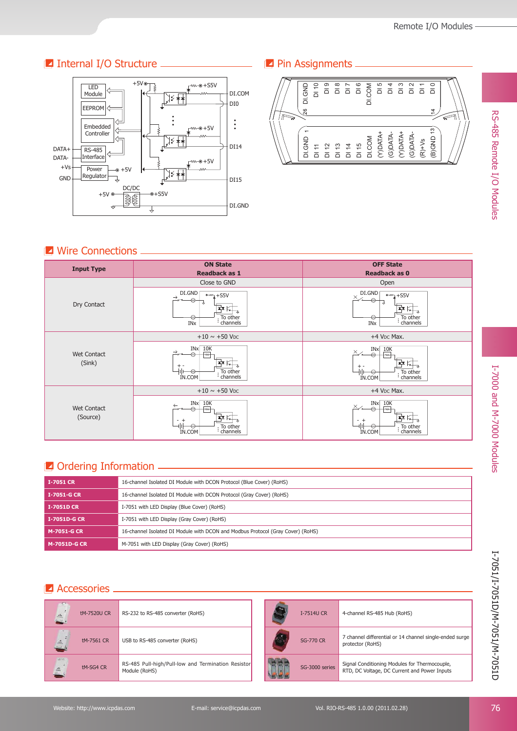## Internal I/O Structure

LED Module
EEPROM
Embedded Controller
DATA+
DATA-
RS-485 Interface
+Vs
GND
Power Regulator
+5V
+5V
+S5V
DC/DC
+5V
+S5V
DI.COM
DI0
+5V
DI14
+5V
DI15
DI.GND

## Pin Assignments

26 DI.GND
DI 10
DI 9
DI 8
DI 7
DI 6
DI.COM
DI 5
DI 4
DI 3
DI 2
DI 1
DI 0 14

1 DI.GND
DI 11
DI 12
DI 13
DI 14
DI 15
DI.COM
(Y)DATA+
(G)DATA-
(Y)DATA+
(G)DATA-
(R)+Vs
(B)GND 13

## Wire Connections

| Input Type | ON State Readback as 1 | OFF State Readback as 0 |
|---|---|---|
| | Close to GND | Open |
| Dry Contact | DI.GND, +S5V, INx, To other channels | DI.GND, +S5V, INx, To other channels |
| | +10 ~ +50 VDC | +4 VDC Max. |
| Wet Contact (Sink) | INx, 10K, + -, IN.COM, To other channels | INx, 10K, + -, IN.COM, To other channels |
| | +10 ~ +50 VDC | +4 VDC Max. |
| Wet Contact (Source) | INx, 10K, - +, IN.COM, To other channels | INx, 10K, - +, IN.COM, To other channels |

## Ordering Information

| | |
|---|---|
| **I-7051 CR** | 16-channel Isolated DI Module with DCON Protocol (Blue Cover) (RoHS) |
| **I-7051-G CR** | 16-channel Isolated DI Module with DCON Protocol (Gray Cover) (RoHS) |
| **I-7051D CR** | I-7051 with LED Display (Blue Cover) (RoHS) |
| **I-7051D-G CR** | I-7051 with LED Display (Gray Cover) (RoHS) |
| **M-7051-G CR** | 16-channel Isolated DI Module with DCON and Modbus Protocol (Gray Cover) (RoHS) |
| **M-7051D-G CR** | M-7051 with LED Display (Gray Cover) (RoHS) |

## Accessories

| | |
|---|---|
| tM-7520U CR | RS-232 to RS-485 converter (RoHS) |
| tM-7561 CR | USB to RS-485 converter (RoHS) |
| tM-SG4 CR | RS-485 Pull-high/Pull-low and Termination Resistor Module (RoHS) |
| I-7514U CR | 4-channel RS-485 Hub (RoHS) |
| SG-770 CR | 7 channel differential or 14 channel single-ended surge protector (RoHS) |
| SG-3000 series | Signal Conditioning Modules for Thermocouple, RTD, DC Voltage, DC Current and Power Inputs |